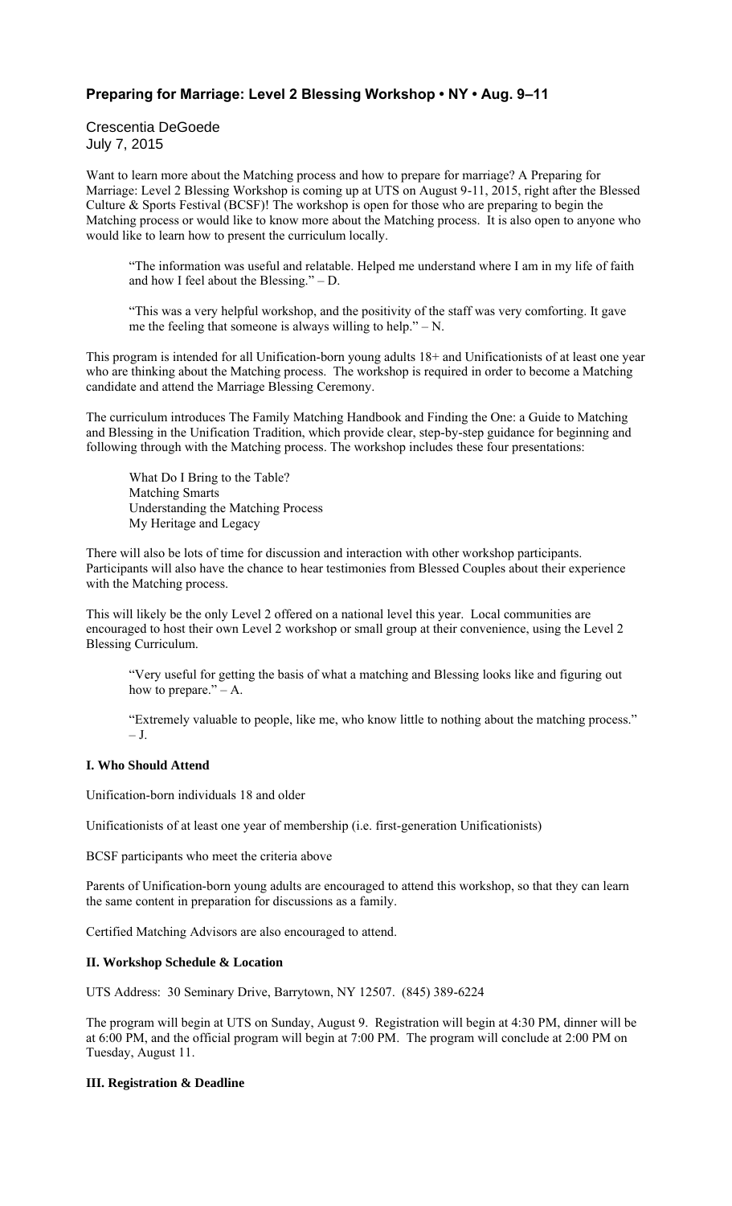# Preparing for Marriage: Level 2 Blessing Workshop • NY • Aug. 9–11

Crescentia DeGoede
July 7, 2015

Want to learn more about the Matching process and how to prepare for marriage? A Preparing for Marriage: Level 2 Blessing Workshop is coming up at UTS on August 9-11, 2015, right after the Blessed Culture & Sports Festival (BCSF)! The workshop is open for those who are preparing to begin the Matching process or would like to know more about the Matching process. It is also open to anyone who would like to learn how to present the curriculum locally.

> "The information was useful and relatable. Helped me understand where I am in my life of faith and how I feel about the Blessing." – D.

> "This was a very helpful workshop, and the positivity of the staff was very comforting. It gave me the feeling that someone is always willing to help." – N.

This program is intended for all Unification-born young adults 18+ and Unificationists of at least one year who are thinking about the Matching process. The workshop is required in order to become a Matching candidate and attend the Marriage Blessing Ceremony.

The curriculum introduces The Family Matching Handbook and Finding the One: a Guide to Matching and Blessing in the Unification Tradition, which provide clear, step-by-step guidance for beginning and following through with the Matching process. The workshop includes these four presentations:

> What Do I Bring to the Table?
> Matching Smarts
> Understanding the Matching Process
> My Heritage and Legacy

There will also be lots of time for discussion and interaction with other workshop participants. Participants will also have the chance to hear testimonies from Blessed Couples about their experience with the Matching process.

This will likely be the only Level 2 offered on a national level this year. Local communities are encouraged to host their own Level 2 workshop or small group at their convenience, using the Level 2 Blessing Curriculum.

> "Very useful for getting the basis of what a matching and Blessing looks like and figuring out how to prepare." – A.

> "Extremely valuable to people, like me, who know little to nothing about the matching process." – J.

### I. Who Should Attend

Unification-born individuals 18 and older

Unificationists of at least one year of membership (i.e. first-generation Unificationists)

BCSF participants who meet the criteria above

Parents of Unification-born young adults are encouraged to attend this workshop, so that they can learn the same content in preparation for discussions as a family.

Certified Matching Advisors are also encouraged to attend.

### II. Workshop Schedule & Location

UTS Address: 30 Seminary Drive, Barrytown, NY 12507. (845) 389-6224

The program will begin at UTS on Sunday, August 9. Registration will begin at 4:30 PM, dinner will be at 6:00 PM, and the official program will begin at 7:00 PM. The program will conclude at 2:00 PM on Tuesday, August 11.

### III. Registration & Deadline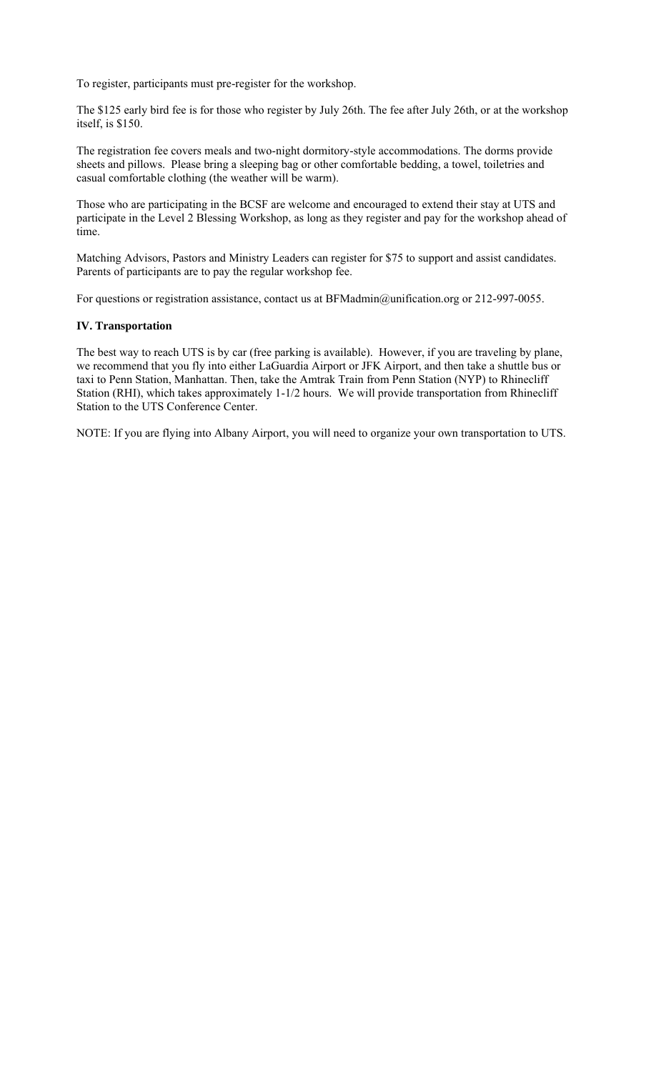To register, participants must pre-register for the workshop.

The $125 early bird fee is for those who register by July 26th. The fee after July 26th, or at the workshop itself, is $150.

The registration fee covers meals and two-night dormitory-style accommodations. The dorms provide sheets and pillows. Please bring a sleeping bag or other comfortable bedding, a towel, toiletries and casual comfortable clothing (the weather will be warm).

Those who are participating in the BCSF are welcome and encouraged to extend their stay at UTS and participate in the Level 2 Blessing Workshop, as long as they register and pay for the workshop ahead of time.

Matching Advisors, Pastors and Ministry Leaders can register for $75 to support and assist candidates. Parents of participants are to pay the regular workshop fee.

For questions or registration assistance, contact us at BFMadmin@unification.org or 212-997-0055.

### IV. Transportation

The best way to reach UTS is by car (free parking is available). However, if you are traveling by plane, we recommend that you fly into either LaGuardia Airport or JFK Airport, and then take a shuttle bus or taxi to Penn Station, Manhattan. Then, take the Amtrak Train from Penn Station (NYP) to Rhinecliff Station (RHI), which takes approximately 1-1/2 hours. We will provide transportation from Rhinecliff Station to the UTS Conference Center.

NOTE: If you are flying into Albany Airport, you will need to organize your own transportation to UTS.